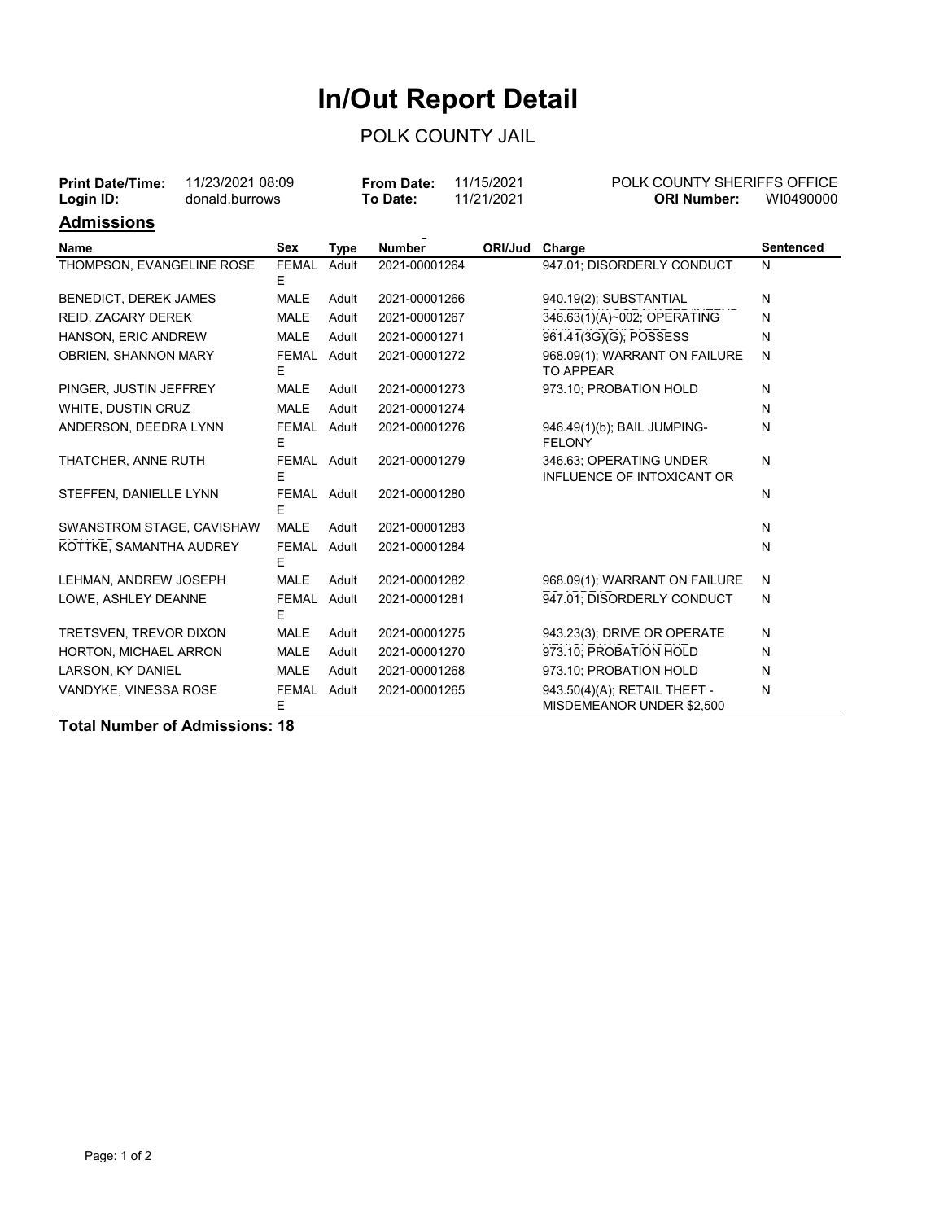# In/Out Report Detail

POLK COUNTY JAIL

| | | | | | |
|---|---|---|---|---|---|
| **Print Date/Time:** | 11/23/2021 08:09 | **From Date:** | 11/15/2021 | POLK COUNTY SHERIFFS OFFICE | |
| **Login ID:** | donald.burrows | **To Date:** | 11/21/2021 | **ORI Number:** | WI0490000 |

## Admissions

| Name | Sex | Type | Number | ORI/Jud | Charge | Sentenced |
|---|---|---|---|---|---|---|
| THOMPSON, EVANGELINE ROSE | FEMALE | Adult | 2021-00001264 | | 947.01; DISORDERLY CONDUCT | N |
| BENEDICT, DEREK JAMES | MALE | Adult | 2021-00001266 | | 940.19(2); SUBSTANTIAL | N |
| REID, ZACARY DEREK | MALE | Adult | 2021-00001267 | | 346.63(1)(A)-002; OPERATING | N |
| HANSON, ERIC ANDREW | MALE | Adult | 2021-00001271 | | 961.41(3G)(G); POSSESS | N |
| OBRIEN, SHANNON MARY | FEMALE | Adult | 2021-00001272 | | 968.09(1); WARRANT ON FAILURE TO APPEAR | N |
| PINGER, JUSTIN JEFFREY | MALE | Adult | 2021-00001273 | | 973.10; PROBATION HOLD | N |
| WHITE, DUSTIN CRUZ | MALE | Adult | 2021-00001274 | | | N |
| ANDERSON, DEEDRA LYNN | FEMALE | Adult | 2021-00001276 | | 946.49(1)(b); BAIL JUMPING-FELONY | N |
| THATCHER, ANNE RUTH | FEMALE | Adult | 2021-00001279 | | 346.63; OPERATING UNDER INFLUENCE OF INTOXICANT OR | N |
| STEFFEN, DANIELLE LYNN | FEMALE | Adult | 2021-00001280 | | | N |
| SWANSTROM STAGE, CAVISHAW | MALE | Adult | 2021-00001283 | | | N |
| KOTTKE, SAMANTHA AUDREY | FEMALE | Adult | 2021-00001284 | | | N |
| LEHMAN, ANDREW JOSEPH | MALE | Adult | 2021-00001282 | | 968.09(1); WARRANT ON FAILURE | N |
| LOWE, ASHLEY DEANNE | FEMALE | Adult | 2021-00001281 | | 947.01; DISORDERLY CONDUCT | N |
| TRETSVEN, TREVOR DIXON | MALE | Adult | 2021-00001275 | | 943.23(3); DRIVE OR OPERATE | N |
| HORTON, MICHAEL ARRON | MALE | Adult | 2021-00001270 | | 973.10; PROBATION HOLD | N |
| LARSON, KY DANIEL | MALE | Adult | 2021-00001268 | | 973.10; PROBATION HOLD | N |
| VANDYKE, VINESSA ROSE | FEMALE | Adult | 2021-00001265 | | 943.50(4)(A); RETAIL THEFT - MISDEMEANOR UNDER $2,500 | N |

**Total Number of Admissions: 18**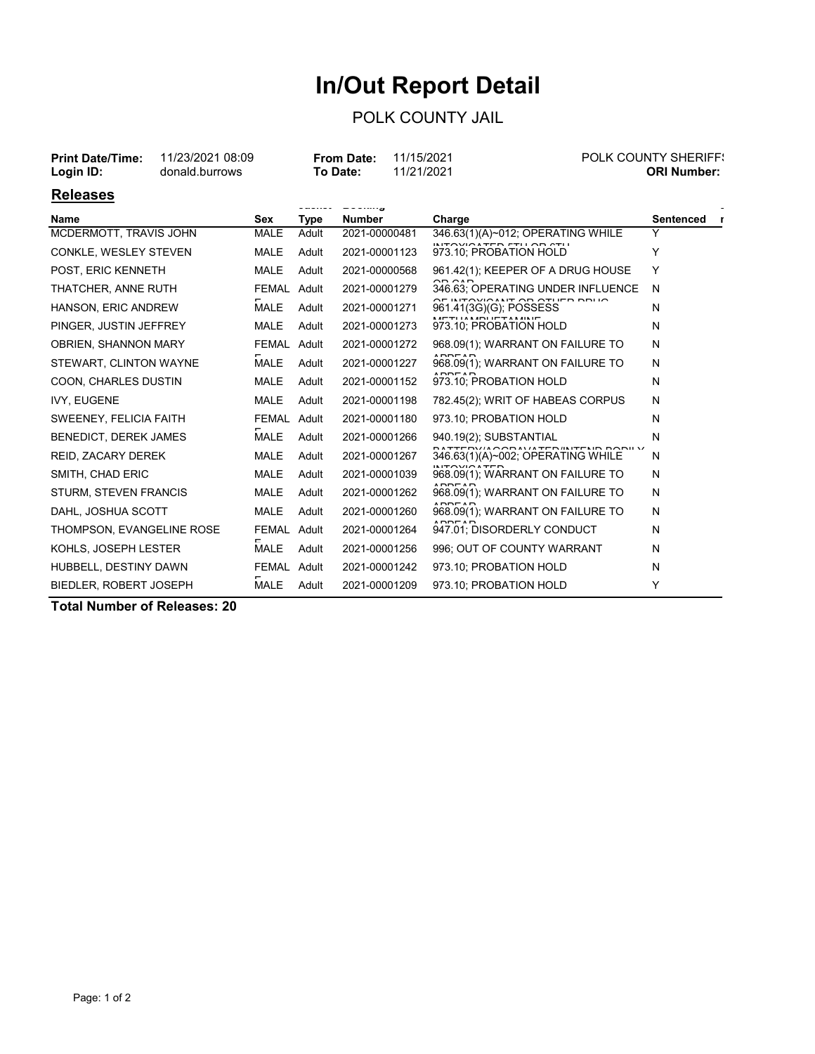# In/Out Report Detail

POLK COUNTY JAIL

**Print Date/Time:** 11/23/2021 08:09 **From Date:** 11/15/2021 POLK COUNTY SHERIFF!
**Login ID:** donald.burrows **To Date:** 11/21/2021 **ORI Number:**

## Releases

| Name | Sex | Type | Number | Charge | Sentenced |
|---|---|---|---|---|---|
| MCDERMOTT, TRAVIS JOHN | MALE | Adult | 2021-00000481 | 346.63(1)(A)~012; OPERATING WHILE INTOXICATED 5TH OR 6TH | Y |
| CONKLE, WESLEY STEVEN | MALE | Adult | 2021-00001123 | 973.10; PROBATION HOLD | Y |
| POST, ERIC KENNETH | MALE | Adult | 2021-00000568 | 961.42(1); KEEPER OF A DRUG HOUSE OR CAR | Y |
| THATCHER, ANNE RUTH | FEMALE | Adult | 2021-00001279 | 346.63; OPERATING UNDER INFLUENCE OF INTOXICANT OR OTHER DRUG | N |
| HANSON, ERIC ANDREW | MALE | Adult | 2021-00001271 | 961.41(3G)(G); POSSESS METHAMPHETAMINE | N |
| PINGER, JUSTIN JEFFREY | MALE | Adult | 2021-00001273 | 973.10; PROBATION HOLD | N |
| OBRIEN, SHANNON MARY | FEMALE | Adult | 2021-00001272 | 968.09(1); WARRANT ON FAILURE TO APPEAR | N |
| STEWART, CLINTON WAYNE | MALE | Adult | 2021-00001227 | 968.09(1); WARRANT ON FAILURE TO APPEAR | N |
| COON, CHARLES DUSTIN | MALE | Adult | 2021-00001152 | 973.10; PROBATION HOLD | N |
| IVY, EUGENE | MALE | Adult | 2021-00001198 | 782.45(2); WRIT OF HABEAS CORPUS | N |
| SWEENEY, FELICIA FAITH | FEMALE | Adult | 2021-00001180 | 973.10; PROBATION HOLD | N |
| BENEDICT, DEREK JAMES | MALE | Adult | 2021-00001266 | 940.19(2); SUBSTANTIAL BATTERY/AGGRAVATED/INTEND BODILY | N |
| REID, ZACARY DEREK | MALE | Adult | 2021-00001267 | 346.63(1)(A)~002; OPERATING WHILE INTOXICATED | N |
| SMITH, CHAD ERIC | MALE | Adult | 2021-00001039 | 968.09(1); WARRANT ON FAILURE TO APPEAR | N |
| STURM, STEVEN FRANCIS | MALE | Adult | 2021-00001262 | 968.09(1); WARRANT ON FAILURE TO APPEAR | N |
| DAHL, JOSHUA SCOTT | MALE | Adult | 2021-00001260 | 968.09(1); WARRANT ON FAILURE TO APPEAR | N |
| THOMPSON, EVANGELINE ROSE | FEMALE | Adult | 2021-00001264 | 947.01; DISORDERLY CONDUCT | N |
| KOHLS, JOSEPH LESTER | MALE | Adult | 2021-00001256 | 996; OUT OF COUNTY WARRANT | N |
| HUBBELL, DESTINY DAWN | FEMALE | Adult | 2021-00001242 | 973.10; PROBATION HOLD | N |
| BIEDLER, ROBERT JOSEPH | MALE | Adult | 2021-00001209 | 973.10; PROBATION HOLD | Y |

**Total Number of Releases: 20**